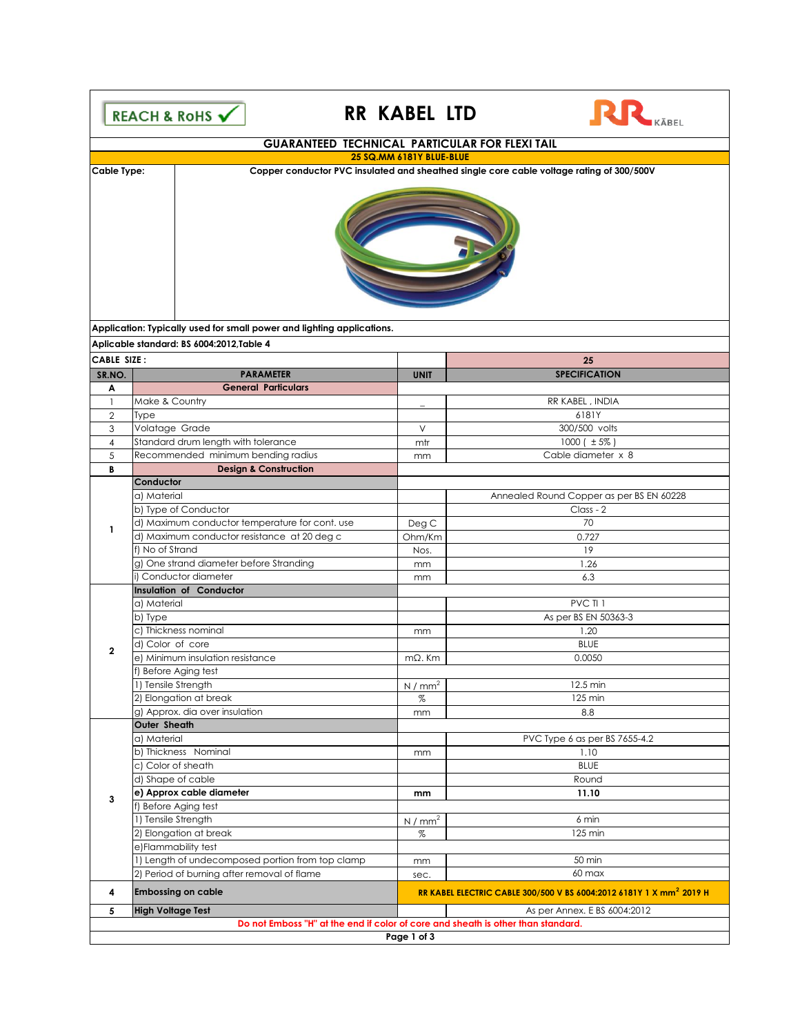REACH & RoHS ✓

# RR KABEL LTD

## GUARANTEED TECHNICAL PARTICULAR FOR FLEXI TAIL

**25 SQ.MM 6181Y BLUE-BLUE**

**Cable Type:** Copper conductor PVC insulated and sheathed single core cable voltage rating of 300/500V

**Application: Typically used for small power and lighting applications.**

**Aplicable standard: BS 6004:2012,Table 4**

| SR.NO. | PARAMETER | UNIT | SPECIFICATION |
|---|---|---|---|
| **CABLE SIZE :** | | | **25** |
| **A** | **General Particulars** | | |
| 1 | Make & Country | _ | RR KABEL , INDIA |
| 2 | Type | | 6181Y |
| 3 | Volatage Grade | V | 300/500 volts |
| 4 | Standard drum length with tolerance | mtr | 1000 ( ± 5% ) |
| 5 | Recommended minimum bending radius | mm | Cable diameter x 8 |
| **B** | **Design & Construction** | | |
| 1 | **Conductor** | | |
| | a) Material | | Annealed Round Copper as per BS EN 60228 |
| | b) Type of Conductor | | Class - 2 |
| | d) Maximum conductor temperature for cont. use | Deg C | 70 |
| | d) Maximum conductor resistance at 20 deg c | Ohm/Km | 0.727 |
| | f) No of Strand | Nos. | 19 |
| | g) One strand diameter before Stranding | mm | 1.26 |
| | i) Conductor diameter | mm | 6.3 |
| 2 | **Insulation of Conductor** | | |
| | a) Material | | PVC TI 1 |
| | b) Type | | As per BS EN 50363-3 |
| | c) Thickness nominal | mm | 1.20 |
| | d) Color of core | | BLUE |
| | e) Minimum insulation resistance | mΩ. Km | 0.0050 |
| | f) Before Aging test | | |
| | 1) Tensile Strength | N / mm$^2$ | 12.5 min |
| | 2) Elongation at break | % | 125 min |
| | g) Approx. dia over insulation | mm | 8.8 |
| 3 | **Outer Sheath** | | |
| | a) Material | | PVC Type 6 as per BS 7655-4.2 |
| | b) Thickness Nominal | mm | 1.10 |
| | c) Color of sheath | | BLUE |
| | d) Shape of cable | | Round |
| | **e) Approx cable diameter** | **mm** | **11.10** |
| | f) Before Aging test | | |
| | 1) Tensile Strength | N / mm$^2$ | 6 min |
| | 2) Elongation at break | % | 125 min |
| | e)Flammability test | | |
| | 1) Length of undecomposed portion from top clamp | mm | 50 min |
| | 2) Period of burning after removal of flame | sec. | 60 max |
| 4 | **Embossing on cable** | | **RR KABEL ELECTRIC CABLE 300/500 V BS 6004:2012 6181Y 1 X mm$^2$ 2019 H** |
| 5 | **High Voltage Test** | | As per Annex. E BS 6004:2012 |

Do not Emboss "H" at the end if color of core and sheath is other than standard.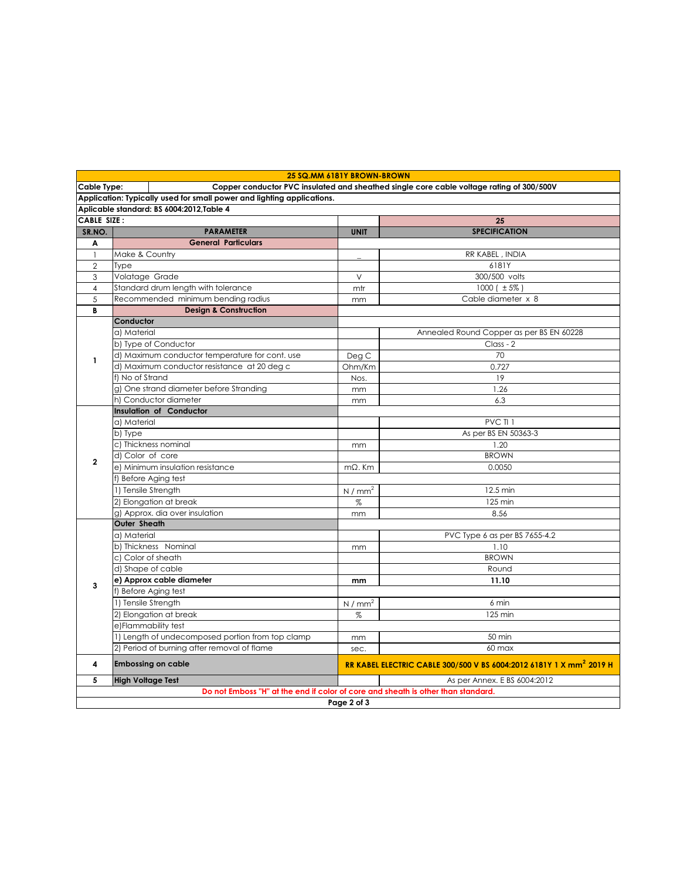| 25 SQ.MM 6181Y BROWN-BROWN | | | |
|---|---|---|---|
| **Cable Type:** | **Copper conductor PVC insulated and sheathed single core cable voltage rating of 300/500V** | | |
| **Application: Typically used for small power and lighting applications.** | | | |
| **Aplicable standard: BS 6004:2012,Table 4** | | | |
| **CABLE SIZE :** | | | **25** |
| **SR.NO.** | **PARAMETER** | **UNIT** | **SPECIFICATION** |
| **A** | **General Particulars** | | |
| 1 | Make & Country | _ | RR KABEL , INDIA |
| 2 | Type | | 6181Y |
| 3 | Volatage Grade | V | 300/500 volts |
| 4 | Standard drum length with tolerance | mtr | 1000 ( ± 5% ) |
| 5 | Recommended minimum bending radius | mm | Cable diameter x 8 |
| **B** | **Design & Construction** | | |
| 1 | **Conductor** | | |
| | a) Material | | Annealed Round Copper as per BS EN 60228 |
| | b) Type of Conductor | | Class - 2 |
| | d) Maximum conductor temperature for cont. use | Deg C | 70 |
| | d) Maximum conductor resistance at 20 deg c | Ohm/Km | 0.727 |
| | f) No of Strand | Nos. | 19 |
| | g) One strand diameter before Stranding | mm | 1.26 |
| | h) Conductor diameter | mm | 6.3 |
| 2 | **Insulation of Conductor** | | |
| | a) Material | | PVC TI 1 |
| | b) Type | | As per BS EN 50363-3 |
| | c) Thickness nominal | mm | 1.20 |
| | d) Color of core | | BROWN |
| | e) Minimum insulation resistance | mΩ. Km | 0.0050 |
| | f) Before Aging test | | |
| | 1) Tensile Strength | N / mm$^2$ | 12.5 min |
| | 2) Elongation at break | % | 125 min |
| | g) Approx. dia over insulation | mm | 8.56 |
| 3 | **Outer Sheath** | | |
| | a) Material | | PVC Type 6 as per BS 7655-4.2 |
| | b) Thickness Nominal | mm | 1.10 |
| | c) Color of sheath | | BROWN |
| | d) Shape of cable | | Round |
| | **e) Approx cable diameter** | **mm** | **11.10** |
| | f) Before Aging test | | |
| | 1) Tensile Strength | N / mm$^2$ | 6 min |
| | 2) Elongation at break | % | 125 min |
| | e)Flammability test | | |
| | 1) Length of undecomposed portion from top clamp | mm | 50 min |
| | 2) Period of burning after removal of flame | sec. | 60 max |
| **4** | **Embossing on cable** | | **RR KABEL ELECTRIC CABLE 300/500 V BS 6004:2012 6181Y 1 X mm$^2$ 2019 H** |
| **5** | **High Voltage Test** | | As per Annex. E BS 6004:2012 |
| **Do not Emboss "H" at the end if color of core and sheath is other than standard.** | | | |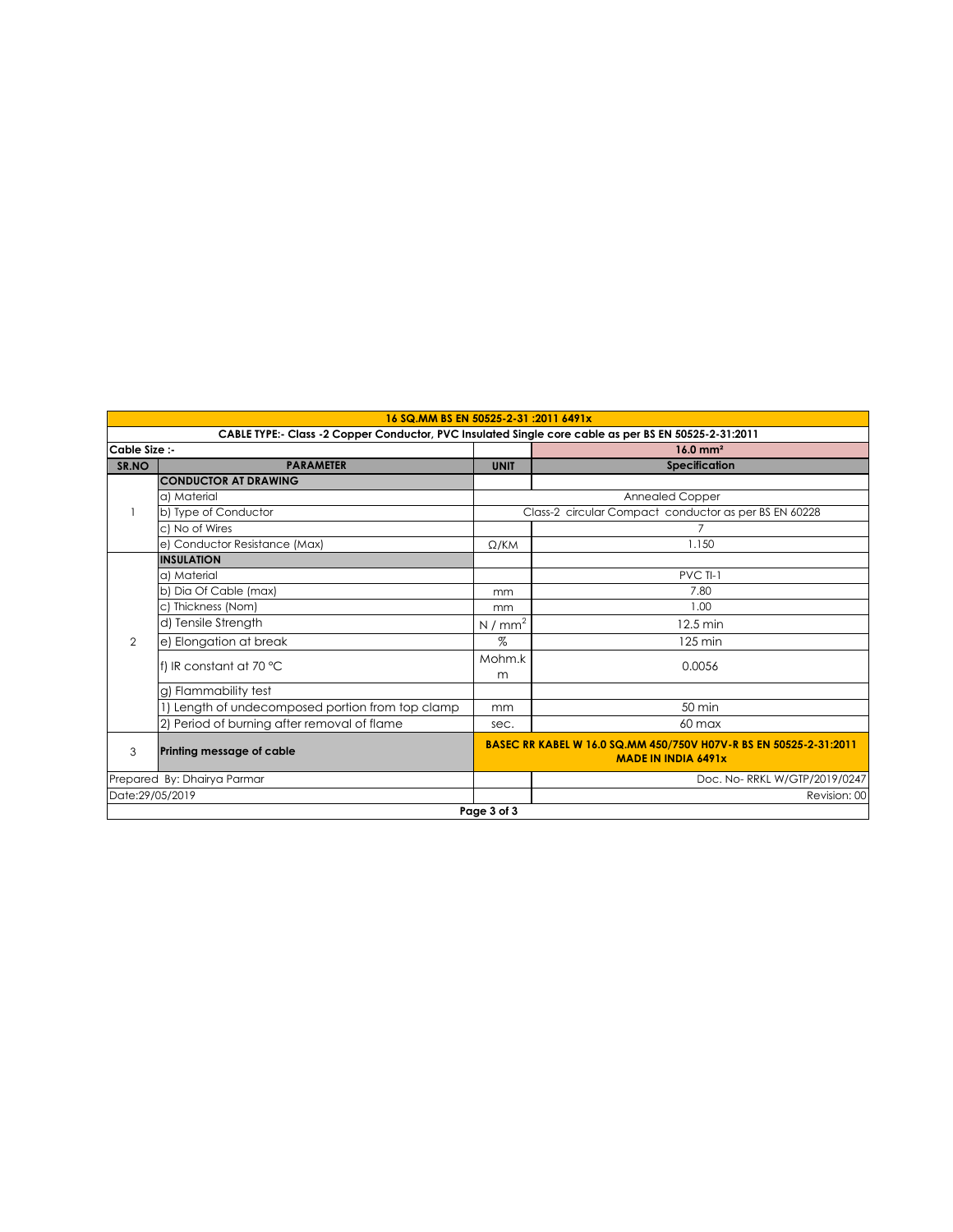| 16 SQ.MM BS EN 50525-2-31 :2011 6491x | | | |
|---|---|---|---|
| **CABLE TYPE:- Class -2 Copper Conductor, PVC Insulated Single core cable as per BS EN 50525-2-31:2011** | | | |
| **Cable Size :-** | | | **16.0 mm²** |
| **SR.NO** | **PARAMETER** | **UNIT** | **Specification** |
| 1 | **CONDUCTOR AT DRAWING** | | |
| | a) Material | Annealed Copper | |
| | b) Type of Conductor | Class-2 circular Compact conductor as per BS EN 60228 | |
| | c) No of Wires | | 7 |
| | e) Conductor Resistance (Max) | Ω/KM | 1.150 |
| 2 | **INSULATION** | | |
| | a) Material | | PVC TI-1 |
| | b) Dia Of Cable (max) | mm | 7.80 |
| | c) Thickness (Nom) | mm | 1.00 |
| | d) Tensile Strength | $N / mm^2$ | 12.5 min |
| | e) Elongation at break | % | 125 min |
| | f) IR constant at 70 °C | Mohm.km | 0.0056 |
| | g) Flammability test | | |
| | 1) Length of undecomposed portion from top clamp | mm | 50 min |
| | 2) Period of burning after removal of flame | sec. | 60 max |
| 3 | **Printing message of cable** | **BASEC RR KABEL W 16.0 SQ.MM 450/750V H07V-R BS EN 50525-2-31:2011 MADE IN INDIA 6491x** | |
| Prepared By: Dhairya Parmar | | | Doc. No- RRKL W/GTP/2019/0247 |
| Date:29/05/2019 | | | Revision: 00 |